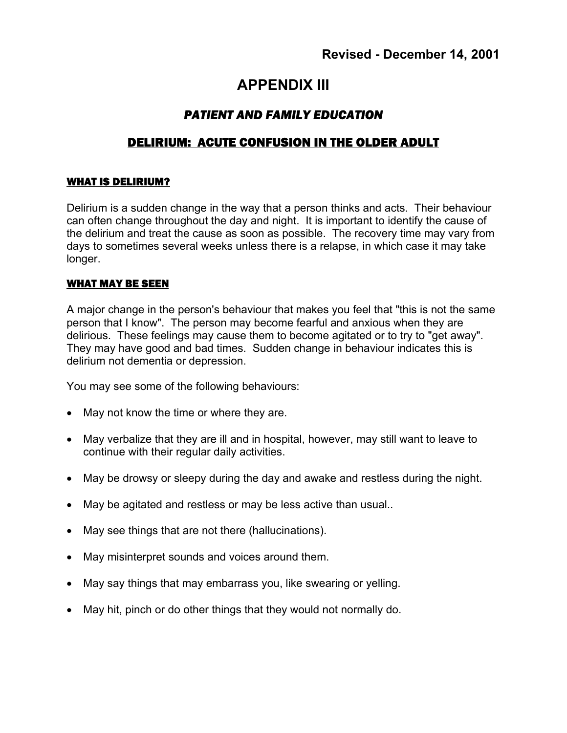**Revised - December 14, 2001**

# APPENDIX III

## *PATIENT AND FAMILY EDUCATION*

## DELIRIUM: ACUTE CONFUSION IN THE OLDER ADULT

### WHAT IS DELIRIUM?

Delirium is a sudden change in the way that a person thinks and acts. Their behaviour can often change throughout the day and night. It is important to identify the cause of the delirium and treat the cause as soon as possible. The recovery time may vary from days to sometimes several weeks unless there is a relapse, in which case it may take longer.

### WHAT MAY BE SEEN

A major change in the person's behaviour that makes you feel that "this is not the same person that I know". The person may become fearful and anxious when they are delirious. These feelings may cause them to become agitated or to try to "get away". They may have good and bad times. Sudden change in behaviour indicates this is delirium not dementia or depression.

You may see some of the following behaviours:

- May not know the time or where they are.
- May verbalize that they are ill and in hospital, however, may still want to leave to continue with their regular daily activities.
- May be drowsy or sleepy during the day and awake and restless during the night.
- May be agitated and restless or may be less active than usual..
- May see things that are not there (hallucinations).
- May misinterpret sounds and voices around them.
- May say things that may embarrass you, like swearing or yelling.
- May hit, pinch or do other things that they would not normally do.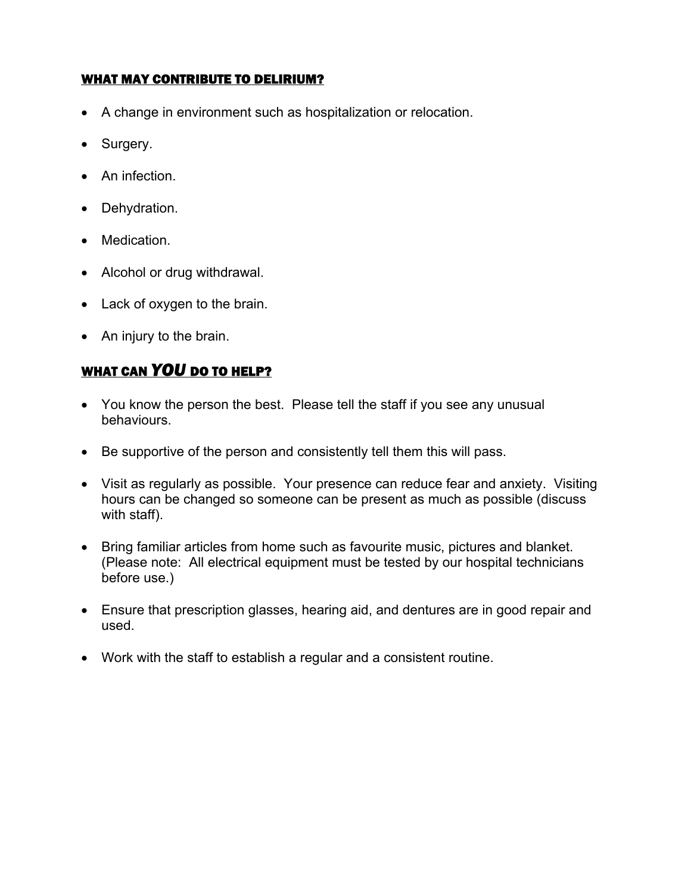## WHAT MAY CONTRIBUTE TO DELIRIUM?

- A change in environment such as hospitalization or relocation.
- Surgery.
- An infection.
- Dehydration.
- Medication.
- Alcohol or drug withdrawal.
- Lack of oxygen to the brain.
- An injury to the brain.

## WHAT CAN *YOU* DO TO HELP?

- You know the person the best. Please tell the staff if you see any unusual behaviours.
- Be supportive of the person and consistently tell them this will pass.
- Visit as regularly as possible. Your presence can reduce fear and anxiety. Visiting hours can be changed so someone can be present as much as possible (discuss with staff).
- Bring familiar articles from home such as favourite music, pictures and blanket. (Please note: All electrical equipment must be tested by our hospital technicians before use.)
- Ensure that prescription glasses, hearing aid, and dentures are in good repair and used.
- Work with the staff to establish a regular and a consistent routine.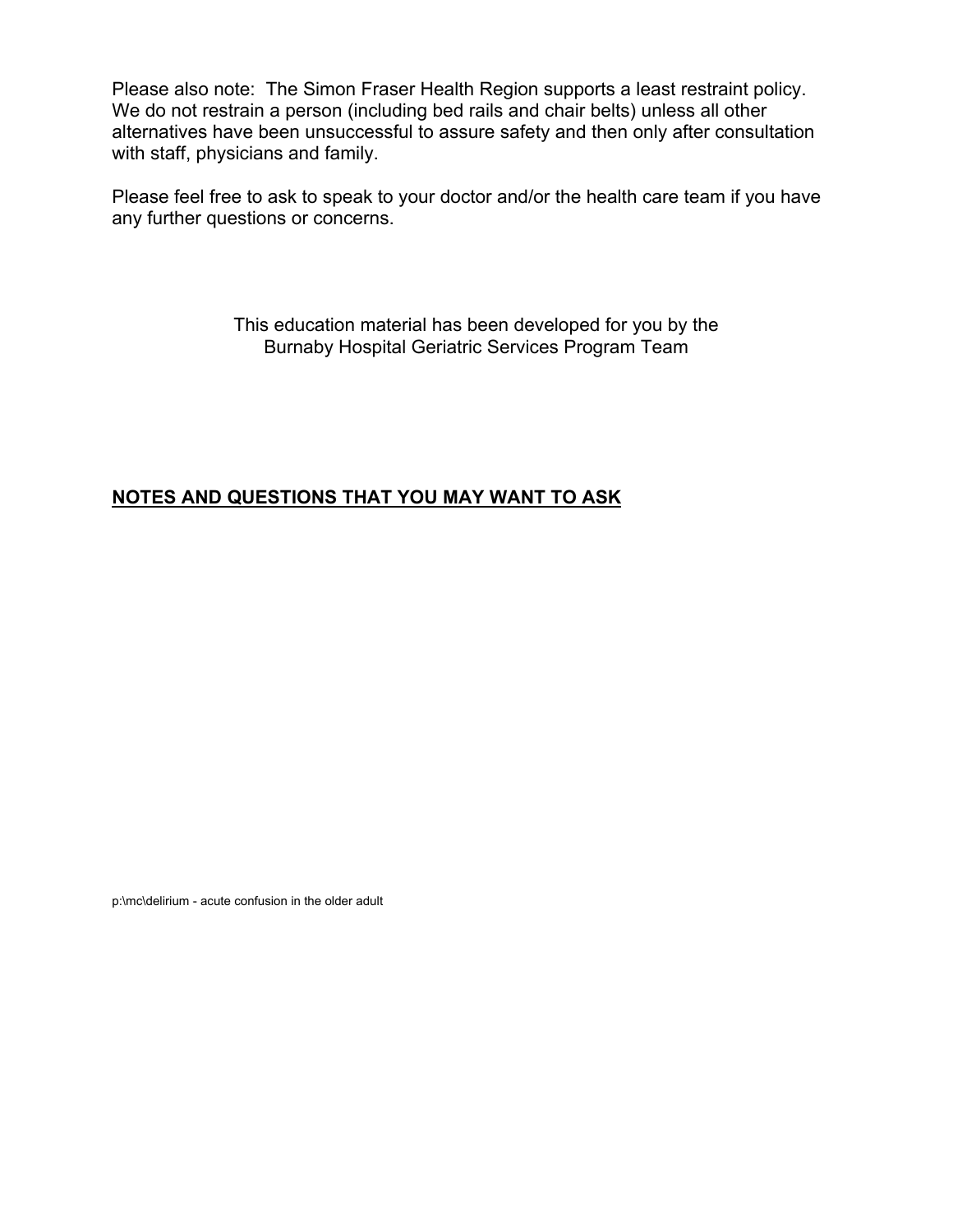Please also note: The Simon Fraser Health Region supports a least restraint policy. We do not restrain a person (including bed rails and chair belts) unless all other alternatives have been unsuccessful to assure safety and then only after consultation with staff, physicians and family.

Please feel free to ask to speak to your doctor and/or the health care team if you have any further questions or concerns.

This education material has been developed for you by the
Burnaby Hospital Geriatric Services Program Team

## NOTES AND QUESTIONS THAT YOU MAY WANT TO ASK

p:\mc\delirium - acute confusion in the older adult